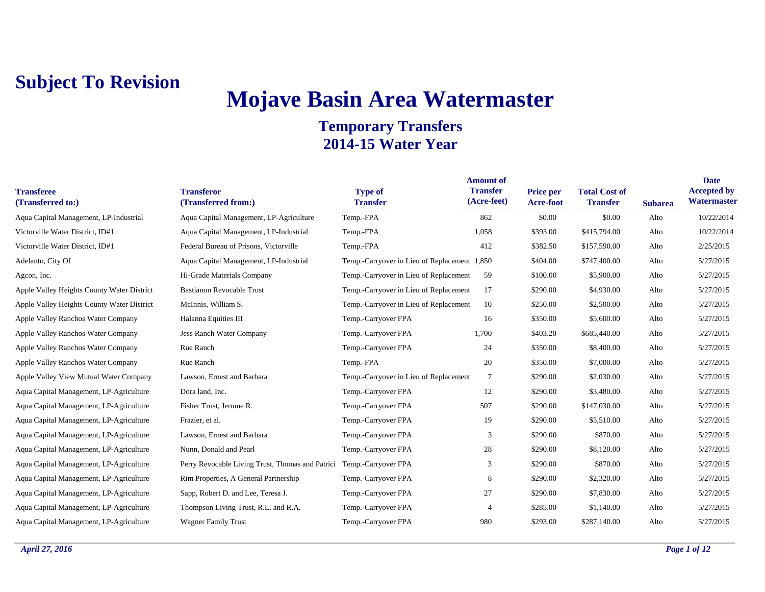**Subject To Revision**

# Mojave Basin Area Watermaster

## Temporary Transfers
## 2014-15 Water Year

| Transferee (Transferred to:) | Transferor (Transferred from:) | Type of Transfer | Amount of Transfer (Acre-feet) | Price per Acre-foot | Total Cost of Transfer | Subarea | Date Accepted by Watermaster |
|---|---|---|---|---|---|---|---|
| Aqua Capital Management, LP-Industrial | Aqua Capital Management, LP-Agriculture | Temp.-FPA | 862 | $0.00 | $0.00 | Alto | 10/22/2014 |
| Victorville Water District, ID#1 | Aqua Capital Management, LP-Industrial | Temp.-FPA | 1,058 | $393.00 | $415,794.00 | Alto | 10/22/2014 |
| Victorville Water District, ID#1 | Federal Bureau of Prisons, Victorville | Temp.-FPA | 412 | $382.50 | $157,590.00 | Alto | 2/25/2015 |
| Adelanto, City Of | Aqua Capital Management, LP-Industrial | Temp.-Carryover in Lieu of Replacement | 1,850 | $404.00 | $747,400.00 | Alto | 5/27/2015 |
| Agcon, Inc. | Hi-Grade Materials Company | Temp.-Carryover in Lieu of Replacement | 59 | $100.00 | $5,900.00 | Alto | 5/27/2015 |
| Apple Valley Heights County Water District | Bastianon Revocable Trust | Temp.-Carryover in Lieu of Replacement | 17 | $290.00 | $4,930.00 | Alto | 5/27/2015 |
| Apple Valley Heights County Water District | McInnis, William S. | Temp.-Carryover in Lieu of Replacement | 10 | $250.00 | $2,500.00 | Alto | 5/27/2015 |
| Apple Valley Ranchos Water Company | Halanna Equities III | Temp.-Carryover FPA | 16 | $350.00 | $5,600.00 | Alto | 5/27/2015 |
| Apple Valley Ranchos Water Company | Jess Ranch Water Company | Temp.-Carryover FPA | 1,700 | $403.20 | $685,440.00 | Alto | 5/27/2015 |
| Apple Valley Ranchos Water Company | Rue Ranch | Temp.-Carryover FPA | 24 | $350.00 | $8,400.00 | Alto | 5/27/2015 |
| Apple Valley Ranchos Water Company | Rue Ranch | Temp.-FPA | 20 | $350.00 | $7,000.00 | Alto | 5/27/2015 |
| Apple Valley View Mutual Water Company | Lawson, Ernest and Barbara | Temp.-Carryover in Lieu of Replacement | 7 | $290.00 | $2,030.00 | Alto | 5/27/2015 |
| Aqua Capital Management, LP-Agriculture | Dora land, Inc. | Temp.-Carryover FPA | 12 | $290.00 | $3,480.00 | Alto | 5/27/2015 |
| Aqua Capital Management, LP-Agriculture | Fisher Trust, Jerome R. | Temp.-Carryover FPA | 507 | $290.00 | $147,030.00 | Alto | 5/27/2015 |
| Aqua Capital Management, LP-Agriculture | Frazier, et al. | Temp.-Carryover FPA | 19 | $290.00 | $5,510.00 | Alto | 5/27/2015 |
| Aqua Capital Management, LP-Agriculture | Lawson, Ernest and Barbara | Temp.-Carryover FPA | 3 | $290.00 | $870.00 | Alto | 5/27/2015 |
| Aqua Capital Management, LP-Agriculture | Nunn, Donald and Pearl | Temp.-Carryover FPA | 28 | $290.00 | $8,120.00 | Alto | 5/27/2015 |
| Aqua Capital Management, LP-Agriculture | Perry Revocable Living Trust, Thomas and Patrici | Temp.-Carryover FPA | 3 | $290.00 | $870.00 | Alto | 5/27/2015 |
| Aqua Capital Management, LP-Agriculture | Rim Properties, A General Partnership | Temp.-Carryover FPA | 8 | $290.00 | $2,320.00 | Alto | 5/27/2015 |
| Aqua Capital Management, LP-Agriculture | Sapp, Robert D. and Lee, Teresa J. | Temp.-Carryover FPA | 27 | $290.00 | $7,830.00 | Alto | 5/27/2015 |
| Aqua Capital Management, LP-Agriculture | Thompson Living Trust, R.L. and R.A. | Temp.-Carryover FPA | 4 | $285.00 | $1,140.00 | Alto | 5/27/2015 |
| Aqua Capital Management, LP-Agriculture | Wagner Family Trust | Temp.-Carryover FPA | 980 | $293.00 | $287,140.00 | Alto | 5/27/2015 |

*April 27, 2016*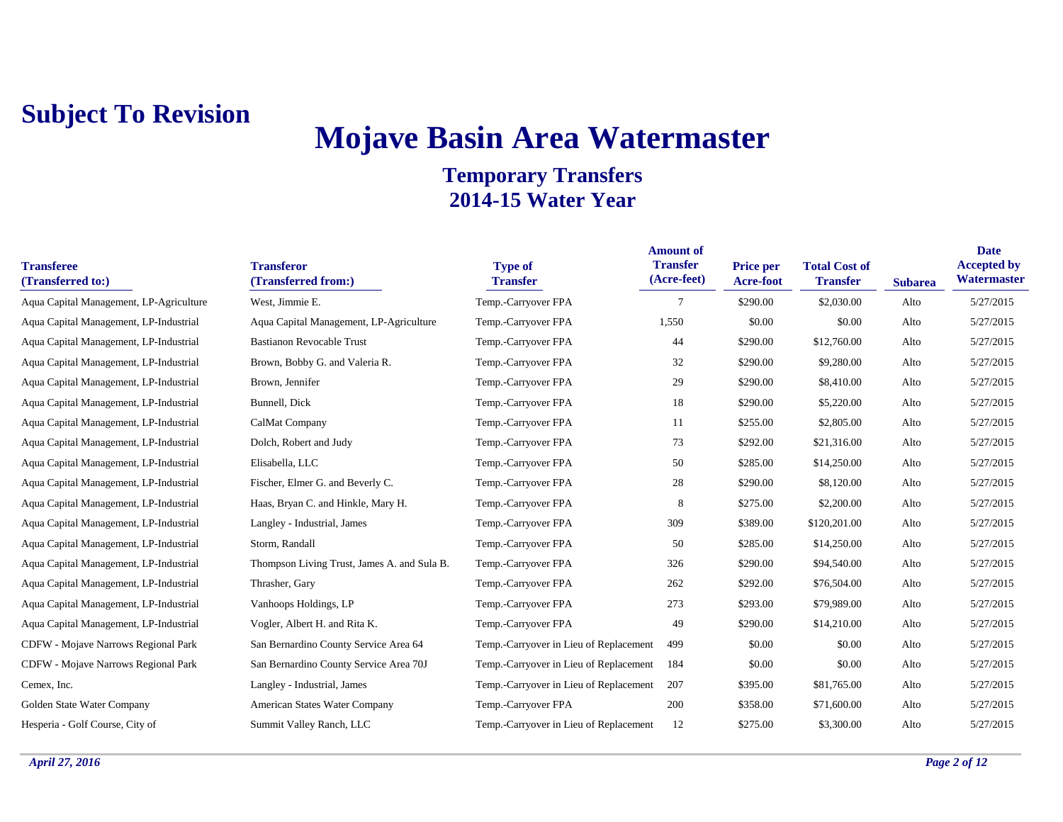**Subject To Revision**

# Mojave Basin Area Watermaster

## Temporary Transfers
## 2014-15 Water Year

| Transferee (Transferred to:) | Transferor (Transferred from:) | Type of Transfer | Amount of Transfer (Acre-feet) | Price per Acre-foot | Total Cost of Transfer | Subarea | Date Accepted by Watermaster |
|---|---|---|---|---|---|---|---|
| Aqua Capital Management, LP-Agriculture | West, Jimmie E. | Temp.-Carryover FPA | 7 | $290.00 | $2,030.00 | Alto | 5/27/2015 |
| Aqua Capital Management, LP-Industrial | Aqua Capital Management, LP-Agriculture | Temp.-Carryover FPA | 1,550 | $0.00 | $0.00 | Alto | 5/27/2015 |
| Aqua Capital Management, LP-Industrial | Bastianon Revocable Trust | Temp.-Carryover FPA | 44 | $290.00 | $12,760.00 | Alto | 5/27/2015 |
| Aqua Capital Management, LP-Industrial | Brown, Bobby G. and Valeria R. | Temp.-Carryover FPA | 32 | $290.00 | $9,280.00 | Alto | 5/27/2015 |
| Aqua Capital Management, LP-Industrial | Brown, Jennifer | Temp.-Carryover FPA | 29 | $290.00 | $8,410.00 | Alto | 5/27/2015 |
| Aqua Capital Management, LP-Industrial | Bunnell, Dick | Temp.-Carryover FPA | 18 | $290.00 | $5,220.00 | Alto | 5/27/2015 |
| Aqua Capital Management, LP-Industrial | CalMat Company | Temp.-Carryover FPA | 11 | $255.00 | $2,805.00 | Alto | 5/27/2015 |
| Aqua Capital Management, LP-Industrial | Dolch, Robert and Judy | Temp.-Carryover FPA | 73 | $292.00 | $21,316.00 | Alto | 5/27/2015 |
| Aqua Capital Management, LP-Industrial | Elisabella, LLC | Temp.-Carryover FPA | 50 | $285.00 | $14,250.00 | Alto | 5/27/2015 |
| Aqua Capital Management, LP-Industrial | Fischer, Elmer G. and Beverly C. | Temp.-Carryover FPA | 28 | $290.00 | $8,120.00 | Alto | 5/27/2015 |
| Aqua Capital Management, LP-Industrial | Haas, Bryan C. and Hinkle, Mary H. | Temp.-Carryover FPA | 8 | $275.00 | $2,200.00 | Alto | 5/27/2015 |
| Aqua Capital Management, LP-Industrial | Langley - Industrial, James | Temp.-Carryover FPA | 309 | $389.00 | $120,201.00 | Alto | 5/27/2015 |
| Aqua Capital Management, LP-Industrial | Storm, Randall | Temp.-Carryover FPA | 50 | $285.00 | $14,250.00 | Alto | 5/27/2015 |
| Aqua Capital Management, LP-Industrial | Thompson Living Trust, James A. and Sula B. | Temp.-Carryover FPA | 326 | $290.00 | $94,540.00 | Alto | 5/27/2015 |
| Aqua Capital Management, LP-Industrial | Thrasher, Gary | Temp.-Carryover FPA | 262 | $292.00 | $76,504.00 | Alto | 5/27/2015 |
| Aqua Capital Management, LP-Industrial | Vanhoops Holdings, LP | Temp.-Carryover FPA | 273 | $293.00 | $79,989.00 | Alto | 5/27/2015 |
| Aqua Capital Management, LP-Industrial | Vogler, Albert H. and Rita K. | Temp.-Carryover FPA | 49 | $290.00 | $14,210.00 | Alto | 5/27/2015 |
| CDFW - Mojave Narrows Regional Park | San Bernardino County Service Area 64 | Temp.-Carryover in Lieu of Replacement | 499 | $0.00 | $0.00 | Alto | 5/27/2015 |
| CDFW - Mojave Narrows Regional Park | San Bernardino County Service Area 70J | Temp.-Carryover in Lieu of Replacement | 184 | $0.00 | $0.00 | Alto | 5/27/2015 |
| Cemex, Inc. | Langley - Industrial, James | Temp.-Carryover in Lieu of Replacement | 207 | $395.00 | $81,765.00 | Alto | 5/27/2015 |
| Golden State Water Company | American States Water Company | Temp.-Carryover FPA | 200 | $358.00 | $71,600.00 | Alto | 5/27/2015 |
| Hesperia - Golf Course, City of | Summit Valley Ranch, LLC | Temp.-Carryover in Lieu of Replacement | 12 | $275.00 | $3,300.00 | Alto | 5/27/2015 |

*April 27, 2016*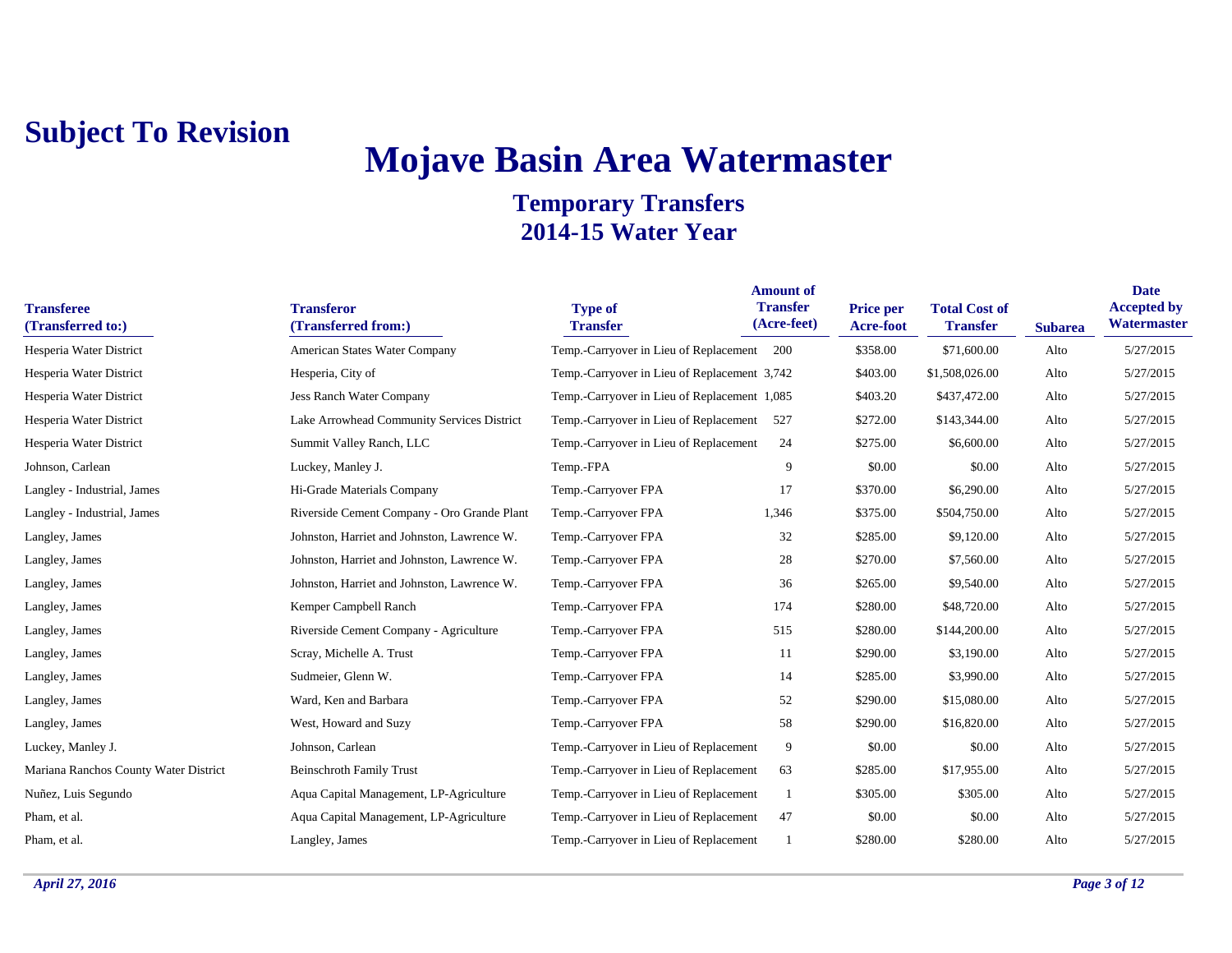**Subject To Revision**

# Mojave Basin Area Watermaster

## Temporary Transfers
## 2014-15 Water Year

| Transferee (Transferred to:) | Transferor (Transferred from:) | Type of Transfer | Amount of Transfer (Acre-feet) | Price per Acre-foot | Total Cost of Transfer | Subarea | Date Accepted by Watermaster |
|---|---|---|---|---|---|---|---|
| Hesperia Water District | American States Water Company | Temp.-Carryover in Lieu of Replacement | 200 | $358.00 | $71,600.00 | Alto | 5/27/2015 |
| Hesperia Water District | Hesperia, City of | Temp.-Carryover in Lieu of Replacement | 3,742 | $403.00 | $1,508,026.00 | Alto | 5/27/2015 |
| Hesperia Water District | Jess Ranch Water Company | Temp.-Carryover in Lieu of Replacement | 1,085 | $403.20 | $437,472.00 | Alto | 5/27/2015 |
| Hesperia Water District | Lake Arrowhead Community Services District | Temp.-Carryover in Lieu of Replacement | 527 | $272.00 | $143,344.00 | Alto | 5/27/2015 |
| Hesperia Water District | Summit Valley Ranch, LLC | Temp.-Carryover in Lieu of Replacement | 24 | $275.00 | $6,600.00 | Alto | 5/27/2015 |
| Johnson, Carlean | Luckey, Manley J. | Temp.-FPA | 9 | $0.00 | $0.00 | Alto | 5/27/2015 |
| Langley - Industrial, James | Hi-Grade Materials Company | Temp.-Carryover FPA | 17 | $370.00 | $6,290.00 | Alto | 5/27/2015 |
| Langley - Industrial, James | Riverside Cement Company - Oro Grande Plant | Temp.-Carryover FPA | 1,346 | $375.00 | $504,750.00 | Alto | 5/27/2015 |
| Langley, James | Johnston, Harriet and Johnston, Lawrence W. | Temp.-Carryover FPA | 32 | $285.00 | $9,120.00 | Alto | 5/27/2015 |
| Langley, James | Johnston, Harriet and Johnston, Lawrence W. | Temp.-Carryover FPA | 28 | $270.00 | $7,560.00 | Alto | 5/27/2015 |
| Langley, James | Johnston, Harriet and Johnston, Lawrence W. | Temp.-Carryover FPA | 36 | $265.00 | $9,540.00 | Alto | 5/27/2015 |
| Langley, James | Kemper Campbell Ranch | Temp.-Carryover FPA | 174 | $280.00 | $48,720.00 | Alto | 5/27/2015 |
| Langley, James | Riverside Cement Company - Agriculture | Temp.-Carryover FPA | 515 | $280.00 | $144,200.00 | Alto | 5/27/2015 |
| Langley, James | Scray, Michelle A. Trust | Temp.-Carryover FPA | 11 | $290.00 | $3,190.00 | Alto | 5/27/2015 |
| Langley, James | Sudmeier, Glenn W. | Temp.-Carryover FPA | 14 | $285.00 | $3,990.00 | Alto | 5/27/2015 |
| Langley, James | Ward, Ken and Barbara | Temp.-Carryover FPA | 52 | $290.00 | $15,080.00 | Alto | 5/27/2015 |
| Langley, James | West, Howard and Suzy | Temp.-Carryover FPA | 58 | $290.00 | $16,820.00 | Alto | 5/27/2015 |
| Luckey, Manley J. | Johnson, Carlean | Temp.-Carryover in Lieu of Replacement | 9 | $0.00 | $0.00 | Alto | 5/27/2015 |
| Mariana Ranchos County Water District | Beinschroth Family Trust | Temp.-Carryover in Lieu of Replacement | 63 | $285.00 | $17,955.00 | Alto | 5/27/2015 |
| Nuñez, Luis Segundo | Aqua Capital Management, LP-Agriculture | Temp.-Carryover in Lieu of Replacement | 1 | $305.00 | $305.00 | Alto | 5/27/2015 |
| Pham, et al. | Aqua Capital Management, LP-Agriculture | Temp.-Carryover in Lieu of Replacement | 47 | $0.00 | $0.00 | Alto | 5/27/2015 |
| Pham, et al. | Langley, James | Temp.-Carryover in Lieu of Replacement | 1 | $280.00 | $280.00 | Alto | 5/27/2015 |

*April 27, 2016*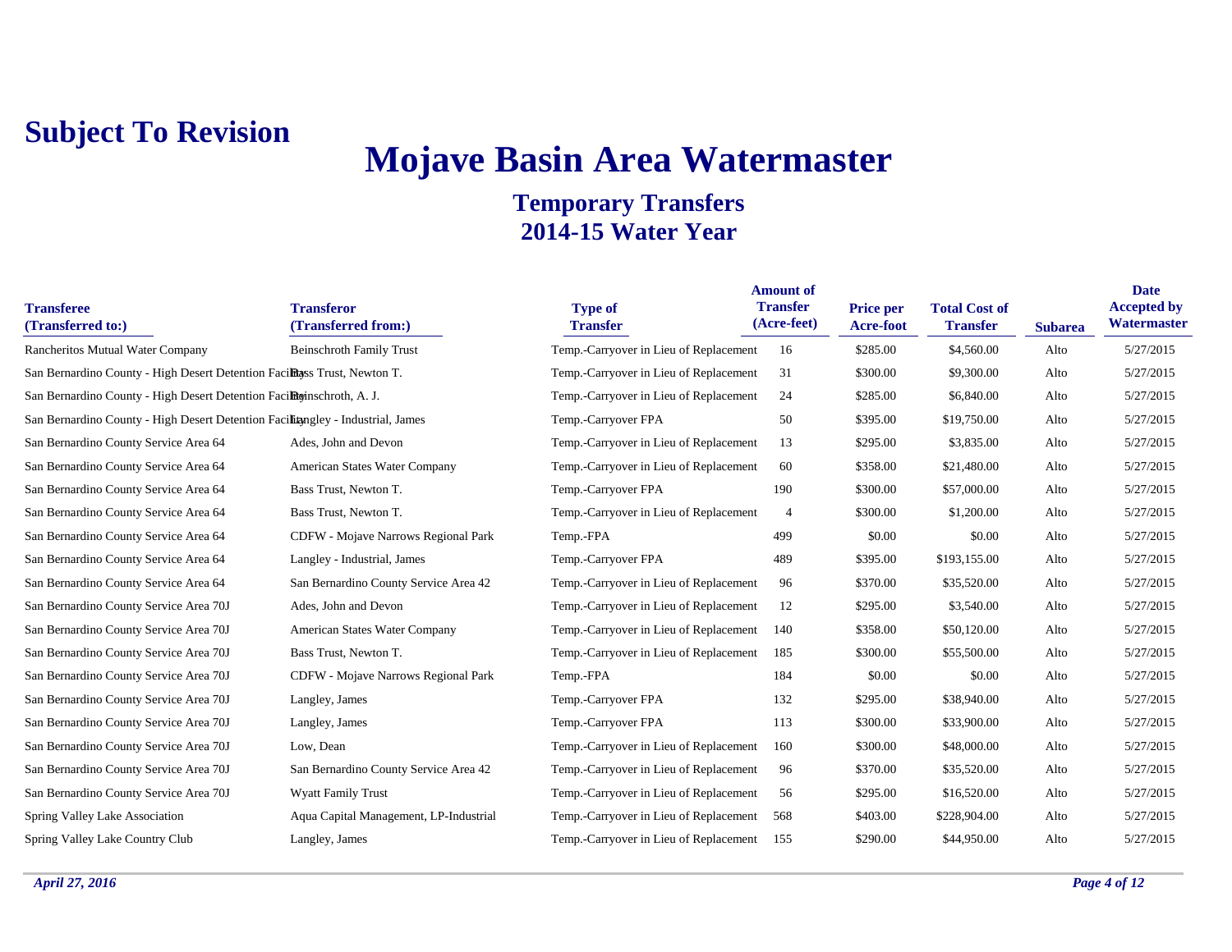# Subject To Revision

# Mojave Basin Area Watermaster

## Temporary Transfers
## 2014-15 Water Year

| Transferee (Transferred to:) | Transferor (Transferred from:) | Type of Transfer | Amount of Transfer (Acre-feet) | Price per Acre-foot | Total Cost of Transfer | Subarea | Date Accepted by Watermaster |
|---|---|---|---|---|---|---|---|
| Rancheritos Mutual Water Company | Beinschroth Family Trust | Temp.-Carryover in Lieu of Replacement | 16 | $285.00 | $4,560.00 | Alto | 5/27/2015 |
| San Bernardino County - High Desert Detention Facility | Bass Trust, Newton T. | Temp.-Carryover in Lieu of Replacement | 31 | $300.00 | $9,300.00 | Alto | 5/27/2015 |
| San Bernardino County - High Desert Detention Facility | Beinschroth, A. J. | Temp.-Carryover in Lieu of Replacement | 24 | $285.00 | $6,840.00 | Alto | 5/27/2015 |
| San Bernardino County - High Desert Detention Facility | Langley - Industrial, James | Temp.-Carryover FPA | 50 | $395.00 | $19,750.00 | Alto | 5/27/2015 |
| San Bernardino County Service Area 64 | Ades, John and Devon | Temp.-Carryover in Lieu of Replacement | 13 | $295.00 | $3,835.00 | Alto | 5/27/2015 |
| San Bernardino County Service Area 64 | American States Water Company | Temp.-Carryover in Lieu of Replacement | 60 | $358.00 | $21,480.00 | Alto | 5/27/2015 |
| San Bernardino County Service Area 64 | Bass Trust, Newton T. | Temp.-Carryover FPA | 190 | $300.00 | $57,000.00 | Alto | 5/27/2015 |
| San Bernardino County Service Area 64 | Bass Trust, Newton T. | Temp.-Carryover in Lieu of Replacement | 4 | $300.00 | $1,200.00 | Alto | 5/27/2015 |
| San Bernardino County Service Area 64 | CDFW - Mojave Narrows Regional Park | Temp.-FPA | 499 | $0.00 | $0.00 | Alto | 5/27/2015 |
| San Bernardino County Service Area 64 | Langley - Industrial, James | Temp.-Carryover FPA | 489 | $395.00 | $193,155.00 | Alto | 5/27/2015 |
| San Bernardino County Service Area 64 | San Bernardino County Service Area 42 | Temp.-Carryover in Lieu of Replacement | 96 | $370.00 | $35,520.00 | Alto | 5/27/2015 |
| San Bernardino County Service Area 70J | Ades, John and Devon | Temp.-Carryover in Lieu of Replacement | 12 | $295.00 | $3,540.00 | Alto | 5/27/2015 |
| San Bernardino County Service Area 70J | American States Water Company | Temp.-Carryover in Lieu of Replacement | 140 | $358.00 | $50,120.00 | Alto | 5/27/2015 |
| San Bernardino County Service Area 70J | Bass Trust, Newton T. | Temp.-Carryover in Lieu of Replacement | 185 | $300.00 | $55,500.00 | Alto | 5/27/2015 |
| San Bernardino County Service Area 70J | CDFW - Mojave Narrows Regional Park | Temp.-FPA | 184 | $0.00 | $0.00 | Alto | 5/27/2015 |
| San Bernardino County Service Area 70J | Langley, James | Temp.-Carryover FPA | 132 | $295.00 | $38,940.00 | Alto | 5/27/2015 |
| San Bernardino County Service Area 70J | Langley, James | Temp.-Carryover FPA | 113 | $300.00 | $33,900.00 | Alto | 5/27/2015 |
| San Bernardino County Service Area 70J | Low, Dean | Temp.-Carryover in Lieu of Replacement | 160 | $300.00 | $48,000.00 | Alto | 5/27/2015 |
| San Bernardino County Service Area 70J | San Bernardino County Service Area 42 | Temp.-Carryover in Lieu of Replacement | 96 | $370.00 | $35,520.00 | Alto | 5/27/2015 |
| San Bernardino County Service Area 70J | Wyatt Family Trust | Temp.-Carryover in Lieu of Replacement | 56 | $295.00 | $16,520.00 | Alto | 5/27/2015 |
| Spring Valley Lake Association | Aqua Capital Management, LP-Industrial | Temp.-Carryover in Lieu of Replacement | 568 | $403.00 | $228,904.00 | Alto | 5/27/2015 |
| Spring Valley Lake Country Club | Langley, James | Temp.-Carryover in Lieu of Replacement | 155 | $290.00 | $44,950.00 | Alto | 5/27/2015 |

*April 27, 2016*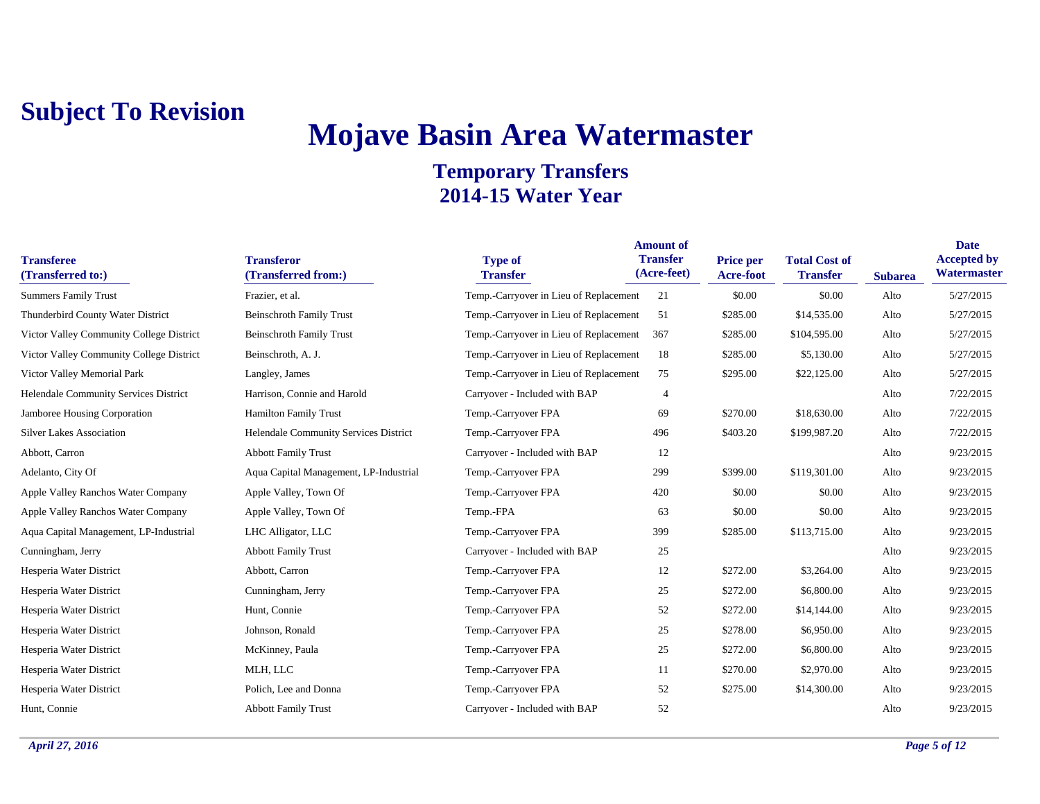**Subject To Revision**

# Mojave Basin Area Watermaster

## Temporary Transfers
## 2014-15 Water Year

| Transferee (Transferred to:) | Transferor (Transferred from:) | Type of Transfer | Amount of Transfer (Acre-feet) | Price per Acre-foot | Total Cost of Transfer | Subarea | Date Accepted by Watermaster |
|---|---|---|---|---|---|---|---|
| Summers Family Trust | Frazier, et al. | Temp.-Carryover in Lieu of Replacement | 21 | $0.00 | $0.00 | Alto | 5/27/2015 |
| Thunderbird County Water District | Beinschroth Family Trust | Temp.-Carryover in Lieu of Replacement | 51 | $285.00 | $14,535.00 | Alto | 5/27/2015 |
| Victor Valley Community College District | Beinschroth Family Trust | Temp.-Carryover in Lieu of Replacement | 367 | $285.00 | $104,595.00 | Alto | 5/27/2015 |
| Victor Valley Community College District | Beinschroth, A. J. | Temp.-Carryover in Lieu of Replacement | 18 | $285.00 | $5,130.00 | Alto | 5/27/2015 |
| Victor Valley Memorial Park | Langley, James | Temp.-Carryover in Lieu of Replacement | 75 | $295.00 | $22,125.00 | Alto | 5/27/2015 |
| Helendale Community Services District | Harrison, Connie and Harold | Carryover - Included with BAP | 4 | | | Alto | 7/22/2015 |
| Jamboree Housing Corporation | Hamilton Family Trust | Temp.-Carryover FPA | 69 | $270.00 | $18,630.00 | Alto | 7/22/2015 |
| Silver Lakes Association | Helendale Community Services District | Temp.-Carryover FPA | 496 | $403.20 | $199,987.20 | Alto | 7/22/2015 |
| Abbott, Carron | Abbott Family Trust | Carryover - Included with BAP | 12 | | | Alto | 9/23/2015 |
| Adelanto, City Of | Aqua Capital Management, LP-Industrial | Temp.-Carryover FPA | 299 | $399.00 | $119,301.00 | Alto | 9/23/2015 |
| Apple Valley Ranchos Water Company | Apple Valley, Town Of | Temp.-Carryover FPA | 420 | $0.00 | $0.00 | Alto | 9/23/2015 |
| Apple Valley Ranchos Water Company | Apple Valley, Town Of | Temp.-FPA | 63 | $0.00 | $0.00 | Alto | 9/23/2015 |
| Aqua Capital Management, LP-Industrial | LHC Alligator, LLC | Temp.-Carryover FPA | 399 | $285.00 | $113,715.00 | Alto | 9/23/2015 |
| Cunningham, Jerry | Abbott Family Trust | Carryover - Included with BAP | 25 | | | Alto | 9/23/2015 |
| Hesperia Water District | Abbott, Carron | Temp.-Carryover FPA | 12 | $272.00 | $3,264.00 | Alto | 9/23/2015 |
| Hesperia Water District | Cunningham, Jerry | Temp.-Carryover FPA | 25 | $272.00 | $6,800.00 | Alto | 9/23/2015 |
| Hesperia Water District | Hunt, Connie | Temp.-Carryover FPA | 52 | $272.00 | $14,144.00 | Alto | 9/23/2015 |
| Hesperia Water District | Johnson, Ronald | Temp.-Carryover FPA | 25 | $278.00 | $6,950.00 | Alto | 9/23/2015 |
| Hesperia Water District | McKinney, Paula | Temp.-Carryover FPA | 25 | $272.00 | $6,800.00 | Alto | 9/23/2015 |
| Hesperia Water District | MLH, LLC | Temp.-Carryover FPA | 11 | $270.00 | $2,970.00 | Alto | 9/23/2015 |
| Hesperia Water District | Polich, Lee and Donna | Temp.-Carryover FPA | 52 | $275.00 | $14,300.00 | Alto | 9/23/2015 |
| Hunt, Connie | Abbott Family Trust | Carryover - Included with BAP | 52 | | | Alto | 9/23/2015 |

*April 27, 2016*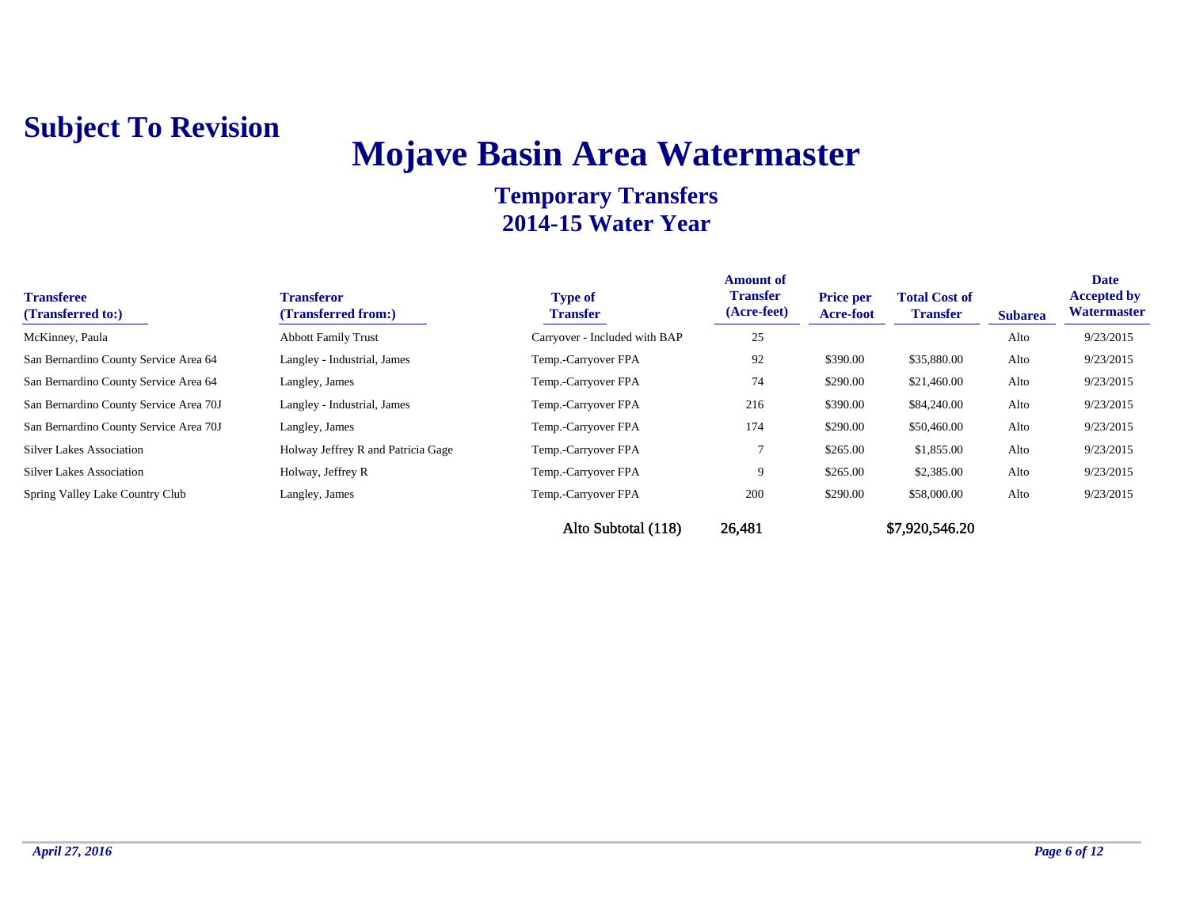**Subject To Revision**

# Mojave Basin Area Watermaster

## Temporary Transfers
## 2014-15 Water Year

| Transferee (Transferred to:) | Transferor (Transferred from:) | Type of Transfer | Amount of Transfer (Acre-feet) | Price per Acre-foot | Total Cost of Transfer | Subarea | Date Accepted by Watermaster |
|---|---|---|---|---|---|---|---|
| McKinney, Paula | Abbott Family Trust | Carryover - Included with BAP | 25 | | | Alto | 9/23/2015 |
| San Bernardino County Service Area 64 | Langley - Industrial, James | Temp.-Carryover FPA | 92 | $390.00 | $35,880.00 | Alto | 9/23/2015 |
| San Bernardino County Service Area 64 | Langley, James | Temp.-Carryover FPA | 74 | $290.00 | $21,460.00 | Alto | 9/23/2015 |
| San Bernardino County Service Area 70J | Langley - Industrial, James | Temp.-Carryover FPA | 216 | $390.00 | $84,240.00 | Alto | 9/23/2015 |
| San Bernardino County Service Area 70J | Langley, James | Temp.-Carryover FPA | 174 | $290.00 | $50,460.00 | Alto | 9/23/2015 |
| Silver Lakes Association | Holway Jeffrey R and Patricia Gage | Temp.-Carryover FPA | 7 | $265.00 | $1,855.00 | Alto | 9/23/2015 |
| Silver Lakes Association | Holway, Jeffrey R | Temp.-Carryover FPA | 9 | $265.00 | $2,385.00 | Alto | 9/23/2015 |
| Spring Valley Lake Country Club | Langley, James | Temp.-Carryover FPA | 200 | $290.00 | $58,000.00 | Alto | 9/23/2015 |
| | | Alto Subtotal (118) | 26,481 | | $7,920,546.20 | | |

*April 27, 2016*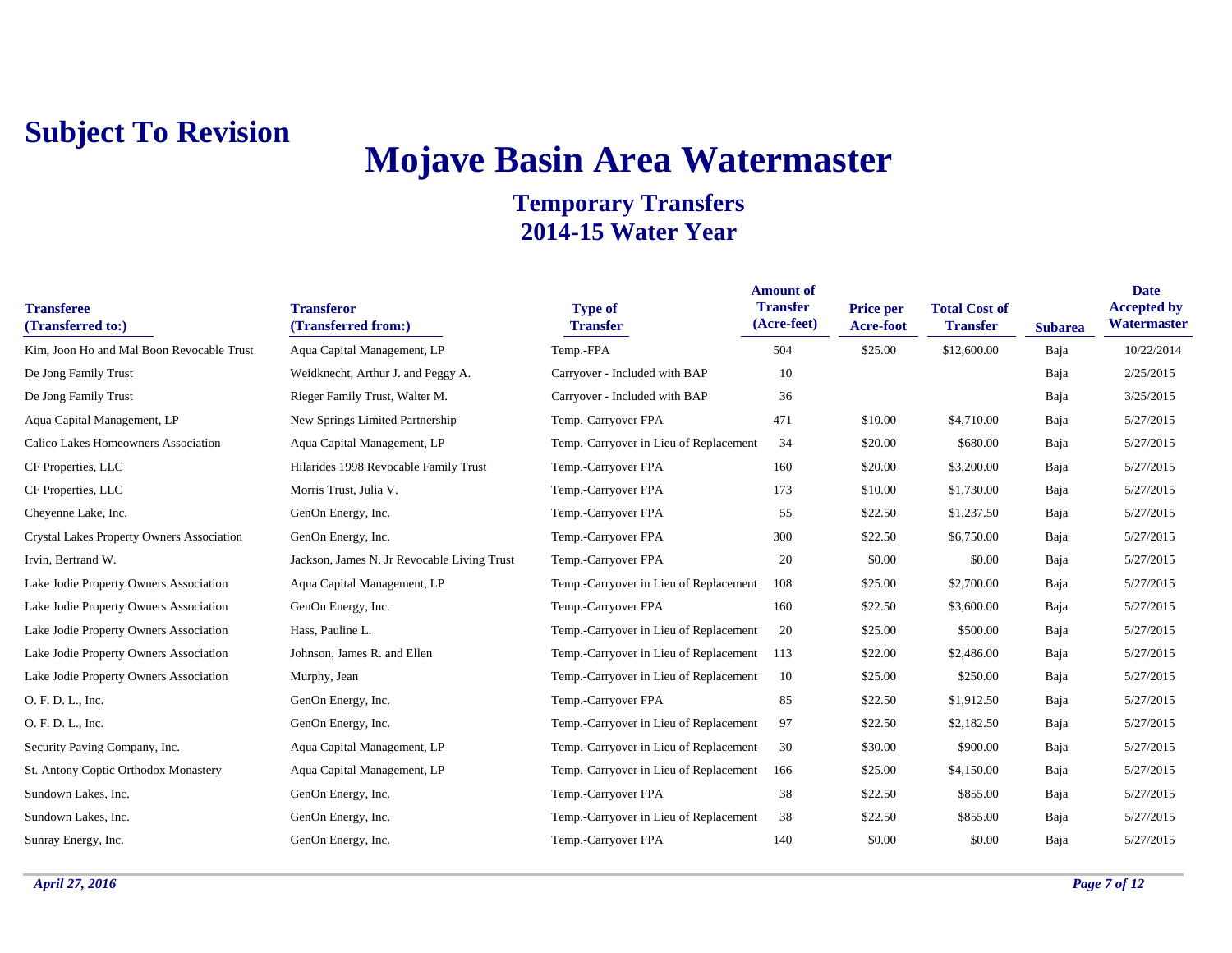**Subject To Revision**

# Mojave Basin Area Watermaster

## Temporary Transfers
## 2014-15 Water Year

| Transferee (Transferred to:) | Transferor (Transferred from:) | Type of Transfer | Amount of Transfer (Acre-feet) | Price per Acre-foot | Total Cost of Transfer | Subarea | Date Accepted by Watermaster |
|---|---|---|---|---|---|---|---|
| Kim, Joon Ho and Mal Boon Revocable Trust | Aqua Capital Management, LP | Temp.-FPA | 504 | $25.00 | $12,600.00 | Baja | 10/22/2014 |
| De Jong Family Trust | Weidknecht, Arthur J. and Peggy A. | Carryover - Included with BAP | 10 | | | Baja | 2/25/2015 |
| De Jong Family Trust | Rieger Family Trust, Walter M. | Carryover - Included with BAP | 36 | | | Baja | 3/25/2015 |
| Aqua Capital Management, LP | New Springs Limited Partnership | Temp.-Carryover FPA | 471 | $10.00 | $4,710.00 | Baja | 5/27/2015 |
| Calico Lakes Homeowners Association | Aqua Capital Management, LP | Temp.-Carryover in Lieu of Replacement | 34 | $20.00 | $680.00 | Baja | 5/27/2015 |
| CF Properties, LLC | Hilarides 1998 Revocable Family Trust | Temp.-Carryover FPA | 160 | $20.00 | $3,200.00 | Baja | 5/27/2015 |
| CF Properties, LLC | Morris Trust, Julia V. | Temp.-Carryover FPA | 173 | $10.00 | $1,730.00 | Baja | 5/27/2015 |
| Cheyenne Lake, Inc. | GenOn Energy, Inc. | Temp.-Carryover FPA | 55 | $22.50 | $1,237.50 | Baja | 5/27/2015 |
| Crystal Lakes Property Owners Association | GenOn Energy, Inc. | Temp.-Carryover FPA | 300 | $22.50 | $6,750.00 | Baja | 5/27/2015 |
| Irvin, Bertrand W. | Jackson, James N. Jr Revocable Living Trust | Temp.-Carryover FPA | 20 | $0.00 | $0.00 | Baja | 5/27/2015 |
| Lake Jodie Property Owners Association | Aqua Capital Management, LP | Temp.-Carryover in Lieu of Replacement | 108 | $25.00 | $2,700.00 | Baja | 5/27/2015 |
| Lake Jodie Property Owners Association | GenOn Energy, Inc. | Temp.-Carryover FPA | 160 | $22.50 | $3,600.00 | Baja | 5/27/2015 |
| Lake Jodie Property Owners Association | Hass, Pauline L. | Temp.-Carryover in Lieu of Replacement | 20 | $25.00 | $500.00 | Baja | 5/27/2015 |
| Lake Jodie Property Owners Association | Johnson, James R. and Ellen | Temp.-Carryover in Lieu of Replacement | 113 | $22.00 | $2,486.00 | Baja | 5/27/2015 |
| Lake Jodie Property Owners Association | Murphy, Jean | Temp.-Carryover in Lieu of Replacement | 10 | $25.00 | $250.00 | Baja | 5/27/2015 |
| O. F. D. L., Inc. | GenOn Energy, Inc. | Temp.-Carryover FPA | 85 | $22.50 | $1,912.50 | Baja | 5/27/2015 |
| O. F. D. L., Inc. | GenOn Energy, Inc. | Temp.-Carryover in Lieu of Replacement | 97 | $22.50 | $2,182.50 | Baja | 5/27/2015 |
| Security Paving Company, Inc. | Aqua Capital Management, LP | Temp.-Carryover in Lieu of Replacement | 30 | $30.00 | $900.00 | Baja | 5/27/2015 |
| St. Antony Coptic Orthodox Monastery | Aqua Capital Management, LP | Temp.-Carryover in Lieu of Replacement | 166 | $25.00 | $4,150.00 | Baja | 5/27/2015 |
| Sundown Lakes, Inc. | GenOn Energy, Inc. | Temp.-Carryover FPA | 38 | $22.50 | $855.00 | Baja | 5/27/2015 |
| Sundown Lakes, Inc. | GenOn Energy, Inc. | Temp.-Carryover in Lieu of Replacement | 38 | $22.50 | $855.00 | Baja | 5/27/2015 |
| Sunray Energy, Inc. | GenOn Energy, Inc. | Temp.-Carryover FPA | 140 | $0.00 | $0.00 | Baja | 5/27/2015 |

*April 27, 2016*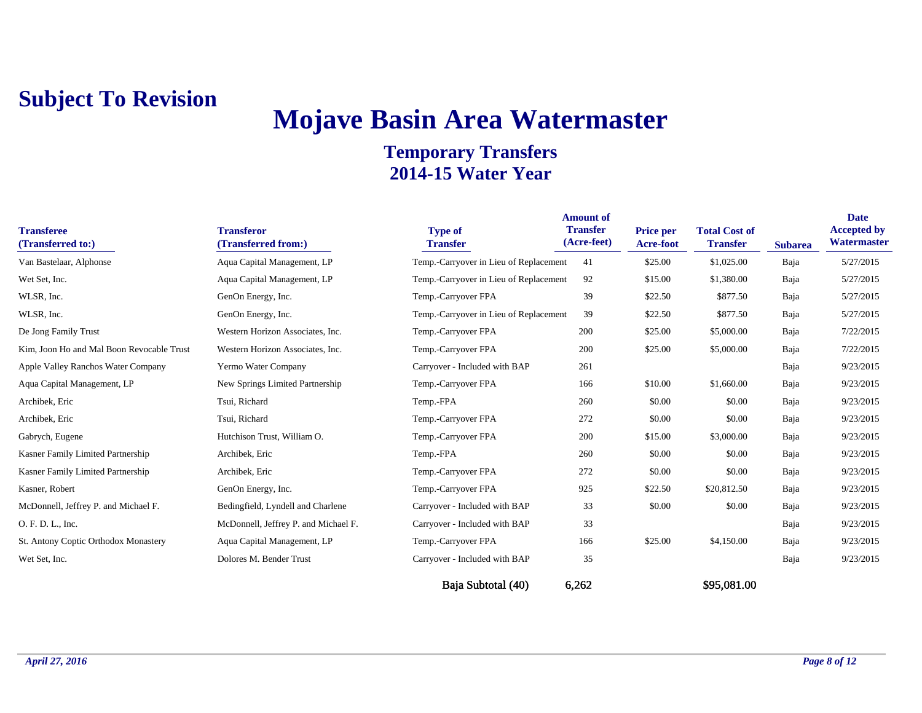**Subject To Revision**

# Mojave Basin Area Watermaster

## Temporary Transfers
## 2014-15 Water Year

| Transferee (Transferred to:) | Transferor (Transferred from:) | Type of Transfer | Amount of Transfer (Acre-feet) | Price per Acre-foot | Total Cost of Transfer | Subarea | Date Accepted by Watermaster |
|---|---|---|---|---|---|---|---|
| Van Bastelaar, Alphonse | Aqua Capital Management, LP | Temp.-Carryover in Lieu of Replacement | 41 | $25.00 | $1,025.00 | Baja | 5/27/2015 |
| Wet Set, Inc. | Aqua Capital Management, LP | Temp.-Carryover in Lieu of Replacement | 92 | $15.00 | $1,380.00 | Baja | 5/27/2015 |
| WLSR, Inc. | GenOn Energy, Inc. | Temp.-Carryover FPA | 39 | $22.50 | $877.50 | Baja | 5/27/2015 |
| WLSR, Inc. | GenOn Energy, Inc. | Temp.-Carryover in Lieu of Replacement | 39 | $22.50 | $877.50 | Baja | 5/27/2015 |
| De Jong Family Trust | Western Horizon Associates, Inc. | Temp.-Carryover FPA | 200 | $25.00 | $5,000.00 | Baja | 7/22/2015 |
| Kim, Joon Ho and Mal Boon Revocable Trust | Western Horizon Associates, Inc. | Temp.-Carryover FPA | 200 | $25.00 | $5,000.00 | Baja | 7/22/2015 |
| Apple Valley Ranchos Water Company | Yermo Water Company | Carryover - Included with BAP | 261 | | | Baja | 9/23/2015 |
| Aqua Capital Management, LP | New Springs Limited Partnership | Temp.-Carryover FPA | 166 | $10.00 | $1,660.00 | Baja | 9/23/2015 |
| Archibek, Eric | Tsui, Richard | Temp.-FPA | 260 | $0.00 | $0.00 | Baja | 9/23/2015 |
| Archibek, Eric | Tsui, Richard | Temp.-Carryover FPA | 272 | $0.00 | $0.00 | Baja | 9/23/2015 |
| Gabrych, Eugene | Hutchison Trust, William O. | Temp.-Carryover FPA | 200 | $15.00 | $3,000.00 | Baja | 9/23/2015 |
| Kasner Family Limited Partnership | Archibek, Eric | Temp.-FPA | 260 | $0.00 | $0.00 | Baja | 9/23/2015 |
| Kasner Family Limited Partnership | Archibek, Eric | Temp.-Carryover FPA | 272 | $0.00 | $0.00 | Baja | 9/23/2015 |
| Kasner, Robert | GenOn Energy, Inc. | Temp.-Carryover FPA | 925 | $22.50 | $20,812.50 | Baja | 9/23/2015 |
| McDonnell, Jeffrey P. and Michael F. | Bedingfield, Lyndell and Charlene | Carryover - Included with BAP | 33 | $0.00 | $0.00 | Baja | 9/23/2015 |
| O. F. D. L., Inc. | McDonnell, Jeffrey P. and Michael F. | Carryover - Included with BAP | 33 | | | Baja | 9/23/2015 |
| St. Antony Coptic Orthodox Monastery | Aqua Capital Management, LP | Temp.-Carryover FPA | 166 | $25.00 | $4,150.00 | Baja | 9/23/2015 |
| Wet Set, Inc. | Dolores M. Bender Trust | Carryover - Included with BAP | 35 | | | Baja | 9/23/2015 |
| | | **Baja Subtotal (40)** | **6,262** | | **$95,081.00** | | |

*April 27, 2016*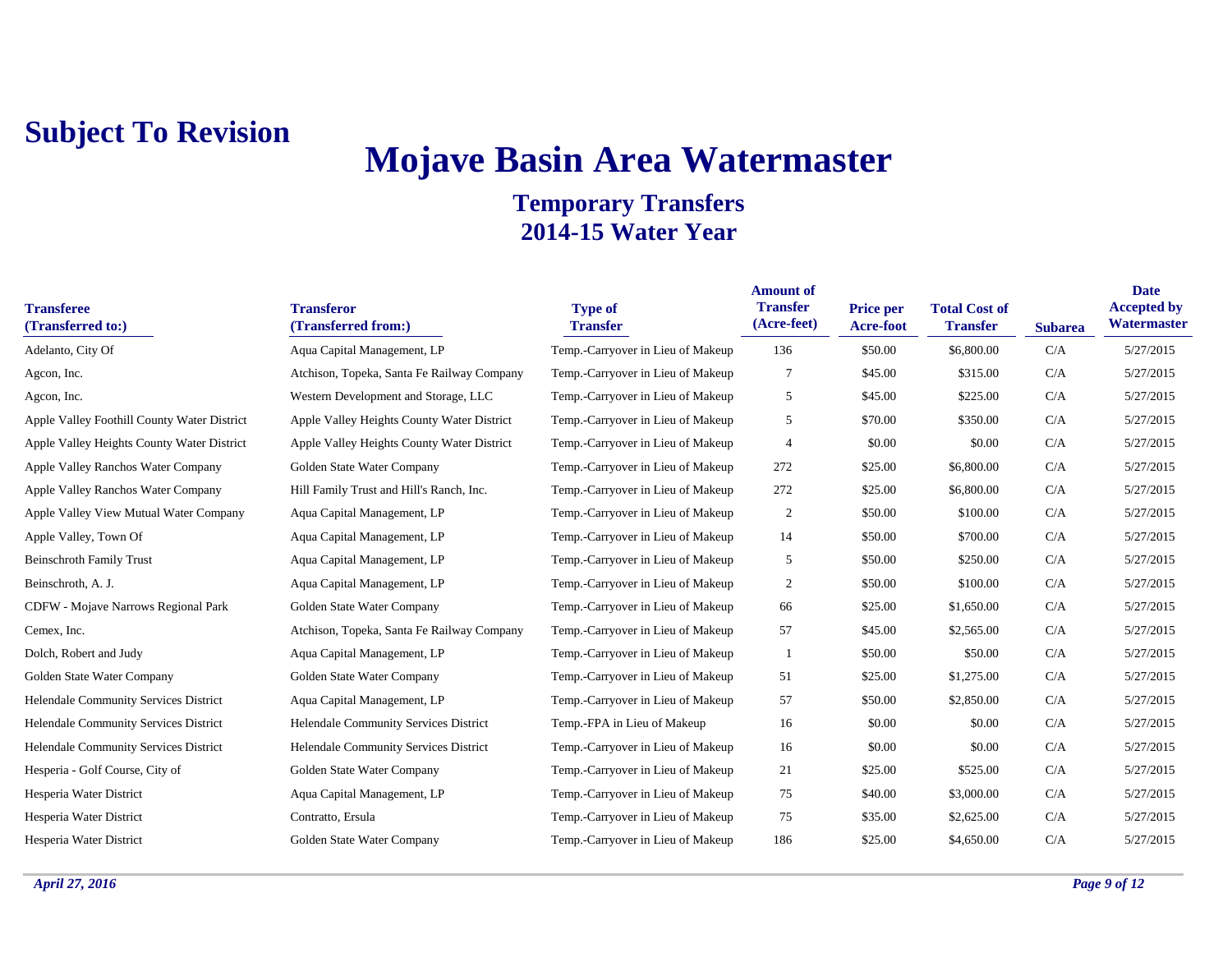**Subject To Revision**

# Mojave Basin Area Watermaster

## Temporary Transfers
## 2014-15 Water Year

| Transferee (Transferred to:) | Transferor (Transferred from:) | Type of Transfer | Amount of Transfer (Acre-feet) | Price per Acre-foot | Total Cost of Transfer | Subarea | Date Accepted by Watermaster |
|---|---|---|---|---|---|---|---|
| Adelanto, City Of | Aqua Capital Management, LP | Temp.-Carryover in Lieu of Makeup | 136 | $50.00 | $6,800.00 | C/A | 5/27/2015 |
| Agcon, Inc. | Atchison, Topeka, Santa Fe Railway Company | Temp.-Carryover in Lieu of Makeup | 7 | $45.00 | $315.00 | C/A | 5/27/2015 |
| Agcon, Inc. | Western Development and Storage, LLC | Temp.-Carryover in Lieu of Makeup | 5 | $45.00 | $225.00 | C/A | 5/27/2015 |
| Apple Valley Foothill County Water District | Apple Valley Heights County Water District | Temp.-Carryover in Lieu of Makeup | 5 | $70.00 | $350.00 | C/A | 5/27/2015 |
| Apple Valley Heights County Water District | Apple Valley Heights County Water District | Temp.-Carryover in Lieu of Makeup | 4 | $0.00 | $0.00 | C/A | 5/27/2015 |
| Apple Valley Ranchos Water Company | Golden State Water Company | Temp.-Carryover in Lieu of Makeup | 272 | $25.00 | $6,800.00 | C/A | 5/27/2015 |
| Apple Valley Ranchos Water Company | Hill Family Trust and Hill's Ranch, Inc. | Temp.-Carryover in Lieu of Makeup | 272 | $25.00 | $6,800.00 | C/A | 5/27/2015 |
| Apple Valley View Mutual Water Company | Aqua Capital Management, LP | Temp.-Carryover in Lieu of Makeup | 2 | $50.00 | $100.00 | C/A | 5/27/2015 |
| Apple Valley, Town Of | Aqua Capital Management, LP | Temp.-Carryover in Lieu of Makeup | 14 | $50.00 | $700.00 | C/A | 5/27/2015 |
| Beinschroth Family Trust | Aqua Capital Management, LP | Temp.-Carryover in Lieu of Makeup | 5 | $50.00 | $250.00 | C/A | 5/27/2015 |
| Beinschroth, A. J. | Aqua Capital Management, LP | Temp.-Carryover in Lieu of Makeup | 2 | $50.00 | $100.00 | C/A | 5/27/2015 |
| CDFW - Mojave Narrows Regional Park | Golden State Water Company | Temp.-Carryover in Lieu of Makeup | 66 | $25.00 | $1,650.00 | C/A | 5/27/2015 |
| Cemex, Inc. | Atchison, Topeka, Santa Fe Railway Company | Temp.-Carryover in Lieu of Makeup | 57 | $45.00 | $2,565.00 | C/A | 5/27/2015 |
| Dolch, Robert and Judy | Aqua Capital Management, LP | Temp.-Carryover in Lieu of Makeup | 1 | $50.00 | $50.00 | C/A | 5/27/2015 |
| Golden State Water Company | Golden State Water Company | Temp.-Carryover in Lieu of Makeup | 51 | $25.00 | $1,275.00 | C/A | 5/27/2015 |
| Helendale Community Services District | Aqua Capital Management, LP | Temp.-Carryover in Lieu of Makeup | 57 | $50.00 | $2,850.00 | C/A | 5/27/2015 |
| Helendale Community Services District | Helendale Community Services District | Temp.-FPA in Lieu of Makeup | 16 | $0.00 | $0.00 | C/A | 5/27/2015 |
| Helendale Community Services District | Helendale Community Services District | Temp.-Carryover in Lieu of Makeup | 16 | $0.00 | $0.00 | C/A | 5/27/2015 |
| Hesperia - Golf Course, City of | Golden State Water Company | Temp.-Carryover in Lieu of Makeup | 21 | $25.00 | $525.00 | C/A | 5/27/2015 |
| Hesperia Water District | Aqua Capital Management, LP | Temp.-Carryover in Lieu of Makeup | 75 | $40.00 | $3,000.00 | C/A | 5/27/2015 |
| Hesperia Water District | Contratto, Ersula | Temp.-Carryover in Lieu of Makeup | 75 | $35.00 | $2,625.00 | C/A | 5/27/2015 |
| Hesperia Water District | Golden State Water Company | Temp.-Carryover in Lieu of Makeup | 186 | $25.00 | $4,650.00 | C/A | 5/27/2015 |

*April 27, 2016*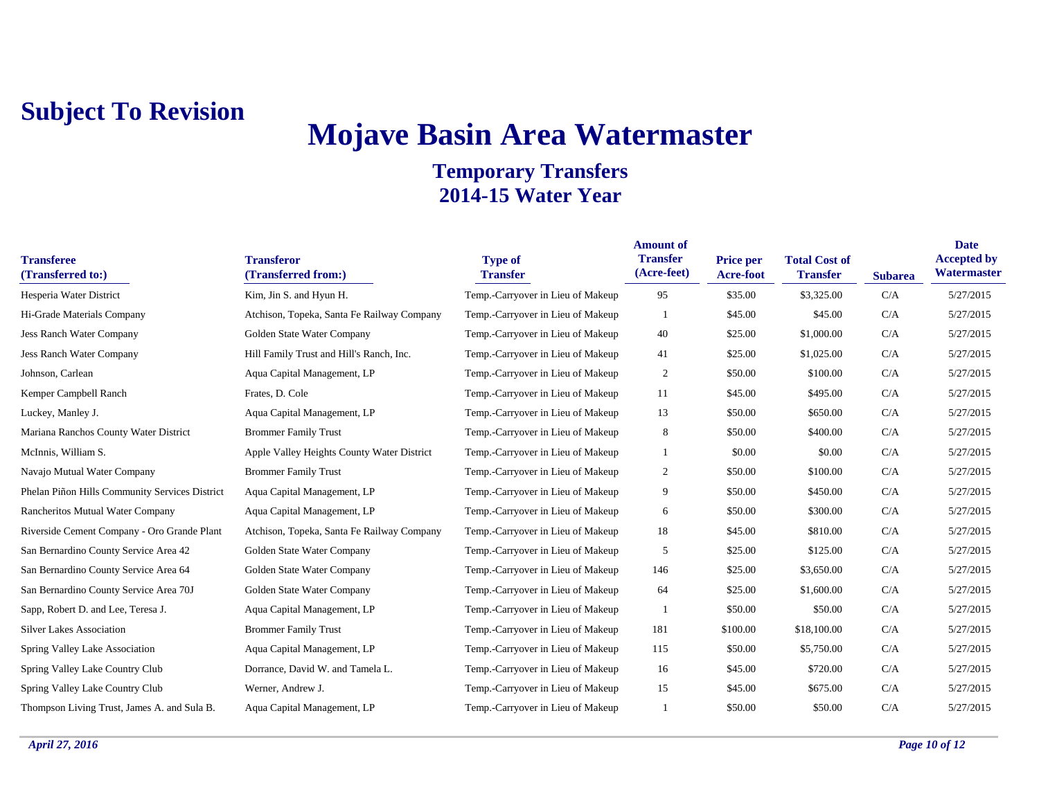**Subject To Revision**

# Mojave Basin Area Watermaster

## Temporary Transfers
## 2014-15 Water Year

| Transferee (Transferred to:) | Transferor (Transferred from:) | Type of Transfer | Amount of Transfer (Acre-feet) | Price per Acre-foot | Total Cost of Transfer | Subarea | Date Accepted by Watermaster |
|---|---|---|---|---|---|---|---|
| Hesperia Water District | Kim, Jin S. and Hyun H. | Temp.-Carryover in Lieu of Makeup | 95 | $35.00 | $3,325.00 | C/A | 5/27/2015 |
| Hi-Grade Materials Company | Atchison, Topeka, Santa Fe Railway Company | Temp.-Carryover in Lieu of Makeup | 1 | $45.00 | $45.00 | C/A | 5/27/2015 |
| Jess Ranch Water Company | Golden State Water Company | Temp.-Carryover in Lieu of Makeup | 40 | $25.00 | $1,000.00 | C/A | 5/27/2015 |
| Jess Ranch Water Company | Hill Family Trust and Hill's Ranch, Inc. | Temp.-Carryover in Lieu of Makeup | 41 | $25.00 | $1,025.00 | C/A | 5/27/2015 |
| Johnson, Carlean | Aqua Capital Management, LP | Temp.-Carryover in Lieu of Makeup | 2 | $50.00 | $100.00 | C/A | 5/27/2015 |
| Kemper Campbell Ranch | Frates, D. Cole | Temp.-Carryover in Lieu of Makeup | 11 | $45.00 | $495.00 | C/A | 5/27/2015 |
| Luckey, Manley J. | Aqua Capital Management, LP | Temp.-Carryover in Lieu of Makeup | 13 | $50.00 | $650.00 | C/A | 5/27/2015 |
| Mariana Ranchos County Water District | Brommer Family Trust | Temp.-Carryover in Lieu of Makeup | 8 | $50.00 | $400.00 | C/A | 5/27/2015 |
| McInnis, William S. | Apple Valley Heights County Water District | Temp.-Carryover in Lieu of Makeup | 1 | $0.00 | $0.00 | C/A | 5/27/2015 |
| Navajo Mutual Water Company | Brommer Family Trust | Temp.-Carryover in Lieu of Makeup | 2 | $50.00 | $100.00 | C/A | 5/27/2015 |
| Phelan Piñon Hills Community Services District | Aqua Capital Management, LP | Temp.-Carryover in Lieu of Makeup | 9 | $50.00 | $450.00 | C/A | 5/27/2015 |
| Rancheritos Mutual Water Company | Aqua Capital Management, LP | Temp.-Carryover in Lieu of Makeup | 6 | $50.00 | $300.00 | C/A | 5/27/2015 |
| Riverside Cement Company - Oro Grande Plant | Atchison, Topeka, Santa Fe Railway Company | Temp.-Carryover in Lieu of Makeup | 18 | $45.00 | $810.00 | C/A | 5/27/2015 |
| San Bernardino County Service Area 42 | Golden State Water Company | Temp.-Carryover in Lieu of Makeup | 5 | $25.00 | $125.00 | C/A | 5/27/2015 |
| San Bernardino County Service Area 64 | Golden State Water Company | Temp.-Carryover in Lieu of Makeup | 146 | $25.00 | $3,650.00 | C/A | 5/27/2015 |
| San Bernardino County Service Area 70J | Golden State Water Company | Temp.-Carryover in Lieu of Makeup | 64 | $25.00 | $1,600.00 | C/A | 5/27/2015 |
| Sapp, Robert D. and Lee, Teresa J. | Aqua Capital Management, LP | Temp.-Carryover in Lieu of Makeup | 1 | $50.00 | $50.00 | C/A | 5/27/2015 |
| Silver Lakes Association | Brommer Family Trust | Temp.-Carryover in Lieu of Makeup | 181 | $100.00 | $18,100.00 | C/A | 5/27/2015 |
| Spring Valley Lake Association | Aqua Capital Management, LP | Temp.-Carryover in Lieu of Makeup | 115 | $50.00 | $5,750.00 | C/A | 5/27/2015 |
| Spring Valley Lake Country Club | Dorrance, David W. and Tamela L. | Temp.-Carryover in Lieu of Makeup | 16 | $45.00 | $720.00 | C/A | 5/27/2015 |
| Spring Valley Lake Country Club | Werner, Andrew J. | Temp.-Carryover in Lieu of Makeup | 15 | $45.00 | $675.00 | C/A | 5/27/2015 |
| Thompson Living Trust, James A. and Sula B. | Aqua Capital Management, LP | Temp.-Carryover in Lieu of Makeup | 1 | $50.00 | $50.00 | C/A | 5/27/2015 |

*April 27, 2016*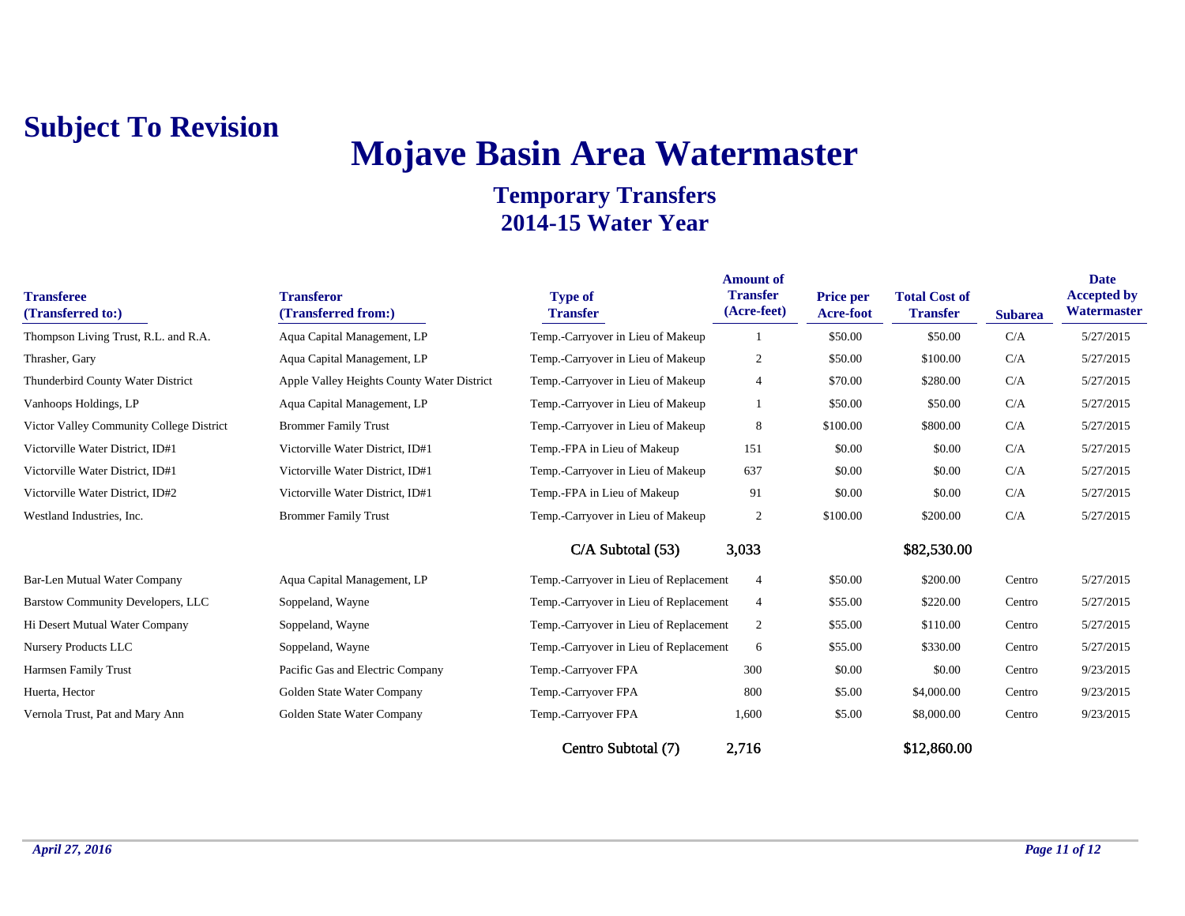# Subject To Revision

# Mojave Basin Area Watermaster

## Temporary Transfers
## 2014-15 Water Year

| Transferee (Transferred to:) | Transferor (Transferred from:) | Type of Transfer | Amount of Transfer (Acre-feet) | Price per Acre-foot | Total Cost of Transfer | Subarea | Date Accepted by Watermaster |
|---|---|---|---|---|---|---|---|
| Thompson Living Trust, R.L. and R.A. | Aqua Capital Management, LP | Temp.-Carryover in Lieu of Makeup | 1 | $50.00 | $50.00 | C/A | 5/27/2015 |
| Thrasher, Gary | Aqua Capital Management, LP | Temp.-Carryover in Lieu of Makeup | 2 | $50.00 | $100.00 | C/A | 5/27/2015 |
| Thunderbird County Water District | Apple Valley Heights County Water District | Temp.-Carryover in Lieu of Makeup | 4 | $70.00 | $280.00 | C/A | 5/27/2015 |
| Vanhoops Holdings, LP | Aqua Capital Management, LP | Temp.-Carryover in Lieu of Makeup | 1 | $50.00 | $50.00 | C/A | 5/27/2015 |
| Victor Valley Community College District | Brommer Family Trust | Temp.-Carryover in Lieu of Makeup | 8 | $100.00 | $800.00 | C/A | 5/27/2015 |
| Victorville Water District, ID#1 | Victorville Water District, ID#1 | Temp.-FPA in Lieu of Makeup | 151 | $0.00 | $0.00 | C/A | 5/27/2015 |
| Victorville Water District, ID#1 | Victorville Water District, ID#1 | Temp.-Carryover in Lieu of Makeup | 637 | $0.00 | $0.00 | C/A | 5/27/2015 |
| Victorville Water District, ID#2 | Victorville Water District, ID#1 | Temp.-FPA in Lieu of Makeup | 91 | $0.00 | $0.00 | C/A | 5/27/2015 |
| Westland Industries, Inc. | Brommer Family Trust | Temp.-Carryover in Lieu of Makeup | 2 | $100.00 | $200.00 | C/A | 5/27/2015 |
| | | C/A Subtotal (53) | 3,033 | | $82,530.00 | | |
| Bar-Len Mutual Water Company | Aqua Capital Management, LP | Temp.-Carryover in Lieu of Replacement | 4 | $50.00 | $200.00 | Centro | 5/27/2015 |
| Barstow Community Developers, LLC | Soppeland, Wayne | Temp.-Carryover in Lieu of Replacement | 4 | $55.00 | $220.00 | Centro | 5/27/2015 |
| Hi Desert Mutual Water Company | Soppeland, Wayne | Temp.-Carryover in Lieu of Replacement | 2 | $55.00 | $110.00 | Centro | 5/27/2015 |
| Nursery Products LLC | Soppeland, Wayne | Temp.-Carryover in Lieu of Replacement | 6 | $55.00 | $330.00 | Centro | 5/27/2015 |
| Harmsen Family Trust | Pacific Gas and Electric Company | Temp.-Carryover FPA | 300 | $0.00 | $0.00 | Centro | 9/23/2015 |
| Huerta, Hector | Golden State Water Company | Temp.-Carryover FPA | 800 | $5.00 | $4,000.00 | Centro | 9/23/2015 |
| Vernola Trust, Pat and Mary Ann | Golden State Water Company | Temp.-Carryover FPA | 1,600 | $5.00 | $8,000.00 | Centro | 9/23/2015 |
| | | Centro Subtotal (7) | 2,716 | | $12,860.00 | | |

*April 27, 2016*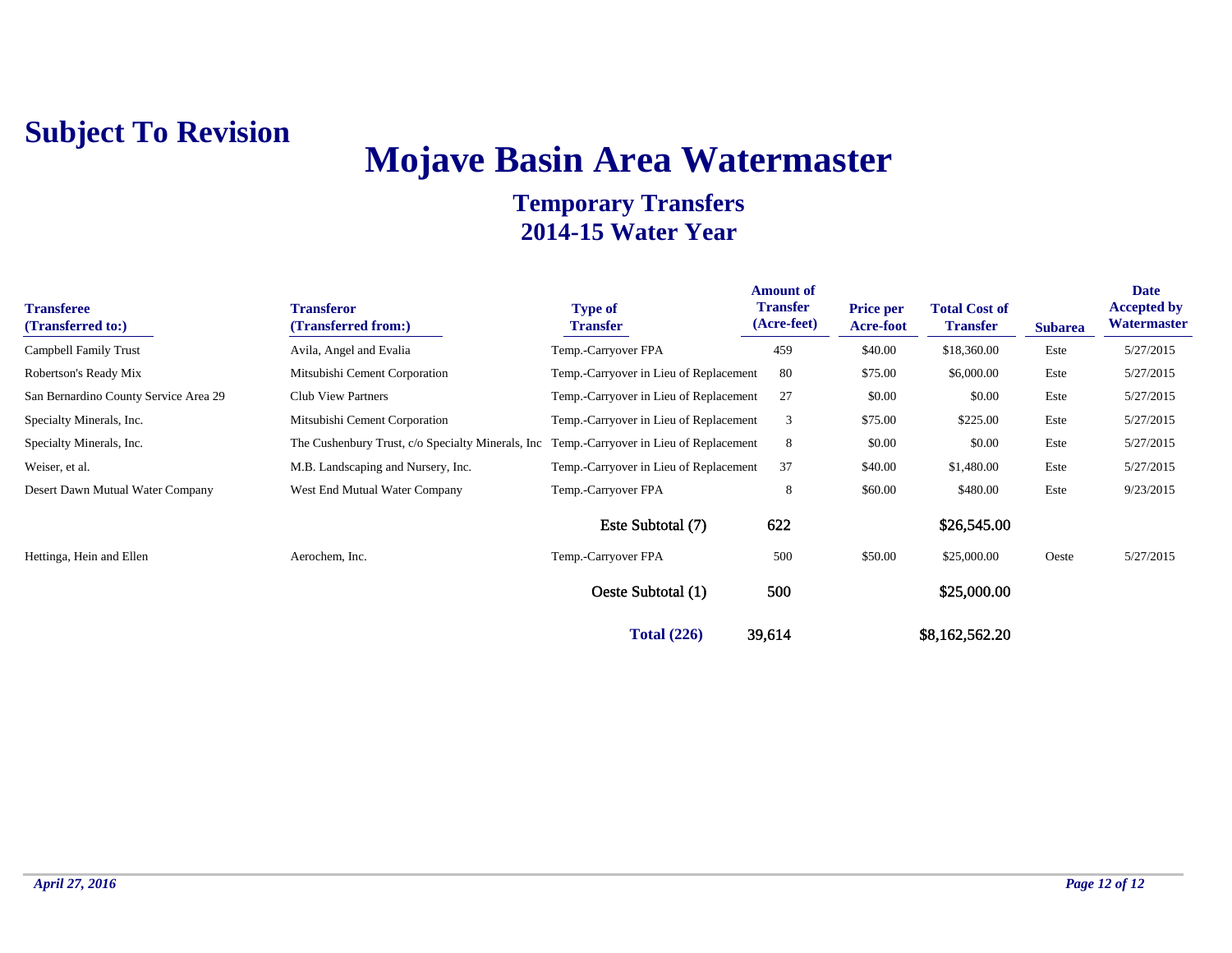**Subject To Revision**

# Mojave Basin Area Watermaster

## Temporary Transfers
## 2014-15 Water Year

| Transferee (Transferred to:) | Transferor (Transferred from:) | Type of Transfer | Amount of Transfer (Acre-feet) | Price per Acre-foot | Total Cost of Transfer | Subarea | Date Accepted by Watermaster |
|---|---|---|---|---|---|---|---|
| Campbell Family Trust | Avila, Angel and Evalia | Temp.-Carryover FPA | 459 | $40.00 | $18,360.00 | Este | 5/27/2015 |
| Robertson's Ready Mix | Mitsubishi Cement Corporation | Temp.-Carryover in Lieu of Replacement | 80 | $75.00 | $6,000.00 | Este | 5/27/2015 |
| San Bernardino County Service Area 29 | Club View Partners | Temp.-Carryover in Lieu of Replacement | 27 | $0.00 | $0.00 | Este | 5/27/2015 |
| Specialty Minerals, Inc. | Mitsubishi Cement Corporation | Temp.-Carryover in Lieu of Replacement | 3 | $75.00 | $225.00 | Este | 5/27/2015 |
| Specialty Minerals, Inc. | The Cushenbury Trust, c/o Specialty Minerals, Inc | Temp.-Carryover in Lieu of Replacement | 8 | $0.00 | $0.00 | Este | 5/27/2015 |
| Weiser, et al. | M.B. Landscaping and Nursery, Inc. | Temp.-Carryover in Lieu of Replacement | 37 | $40.00 | $1,480.00 | Este | 5/27/2015 |
| Desert Dawn Mutual Water Company | West End Mutual Water Company | Temp.-Carryover FPA | 8 | $60.00 | $480.00 | Este | 9/23/2015 |
| | | Este Subtotal (7) | 622 | | $26,545.00 | | |
| Hettinga, Hein and Ellen | Aerochem, Inc. | Temp.-Carryover FPA | 500 | $50.00 | $25,000.00 | Oeste | 5/27/2015 |
| | | Oeste Subtotal (1) | 500 | | $25,000.00 | | |
| | | **Total (226)** | 39,614 | | $8,162,562.20 | | |

*April 27, 2016*